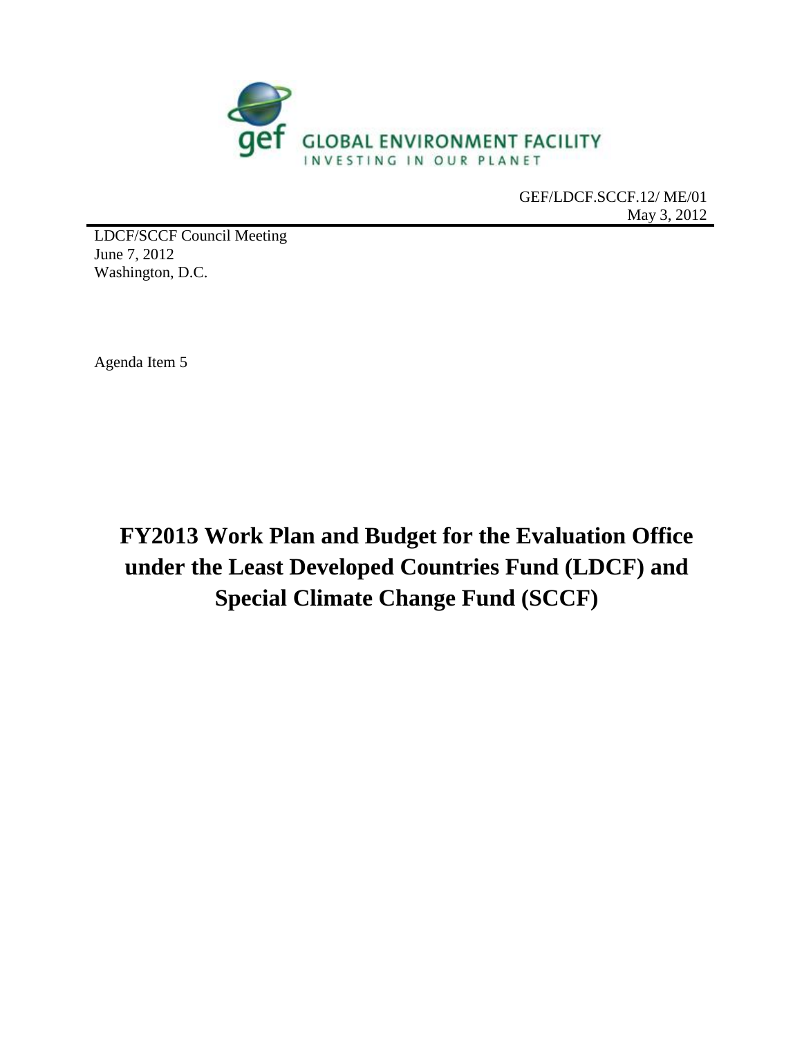GLOBAL ENVIRONMENT FACILITY
INVESTING IN OUR PLANET

GEF/LDCF.SCCF.12/ ME/01
May 3, 2012

LDCF/SCCF Council Meeting
June 7, 2012
Washington, D.C.

Agenda Item 5

# FY2013 Work Plan and Budget for the Evaluation Office under the Least Developed Countries Fund (LDCF) and Special Climate Change Fund (SCCF)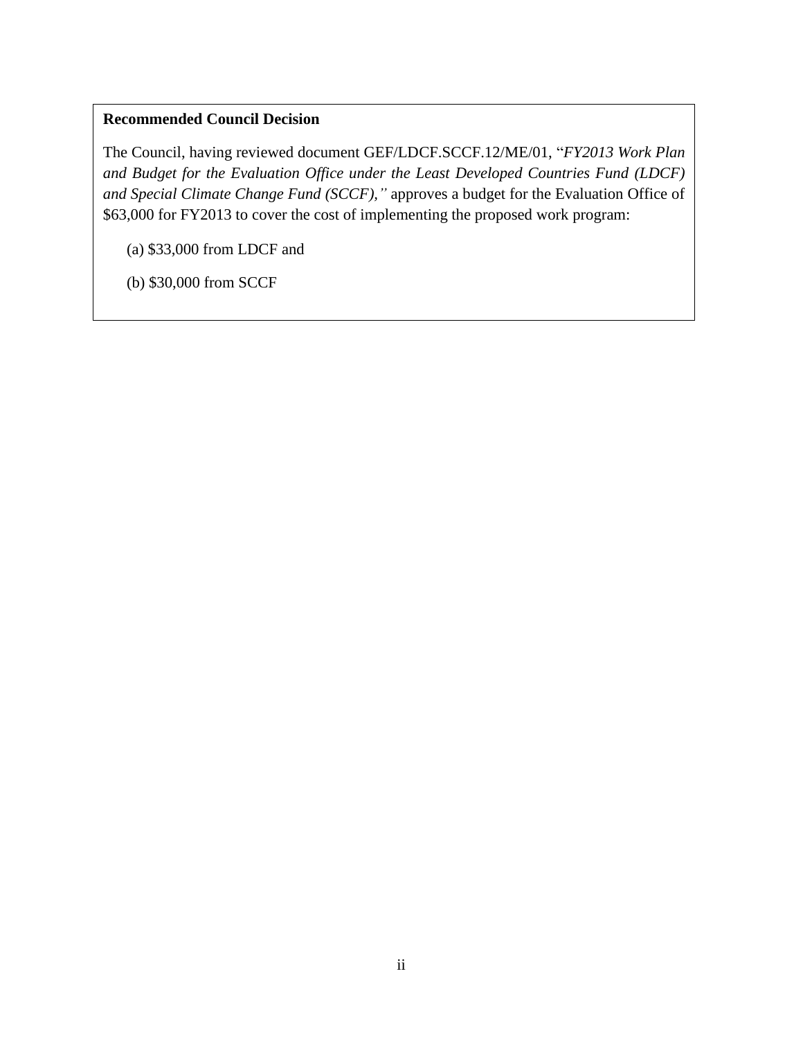**Recommended Council Decision**

The Council, having reviewed document GEF/LDCF.SCCF.12/ME/01, "*FY2013 Work Plan and Budget for the Evaluation Office under the Least Developed Countries Fund (LDCF) and Special Climate Change Fund (SCCF),"* approves a budget for the Evaluation Office of $63,000 for FY2013 to cover the cost of implementing the proposed work program:

(a) $33,000 from LDCF and

(b) $30,000 from SCCF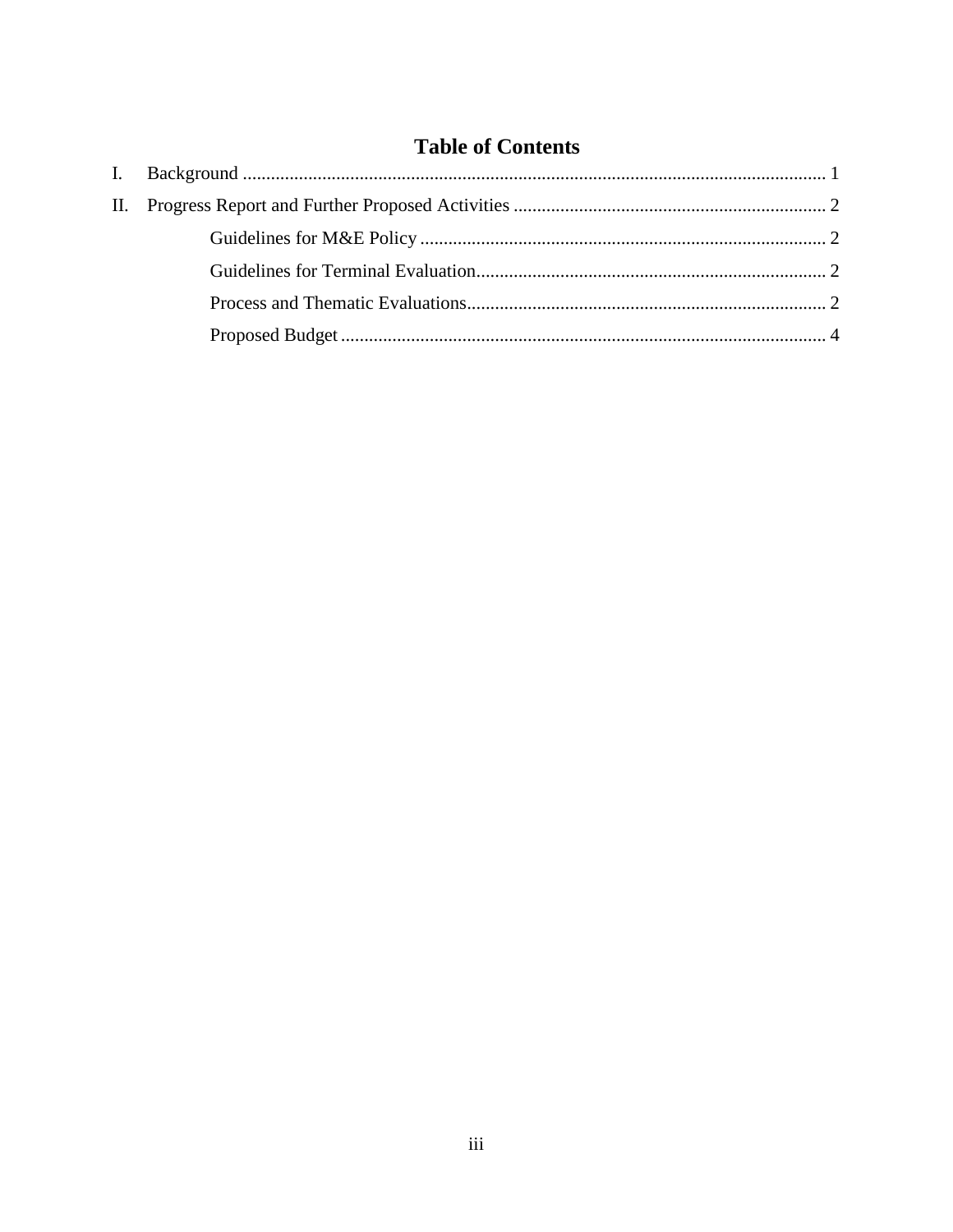# Table of Contents

I. Background ............................................................................................................................ 1

II. Progress Report and Further Proposed Activities ................................................................... 2

  Guidelines for M&E Policy ....................................................................................... 2

  Guidelines for Terminal Evaluation........................................................................... 2

  Process and Thematic Evaluations............................................................................. 2

  Proposed Budget ........................................................................................................ 4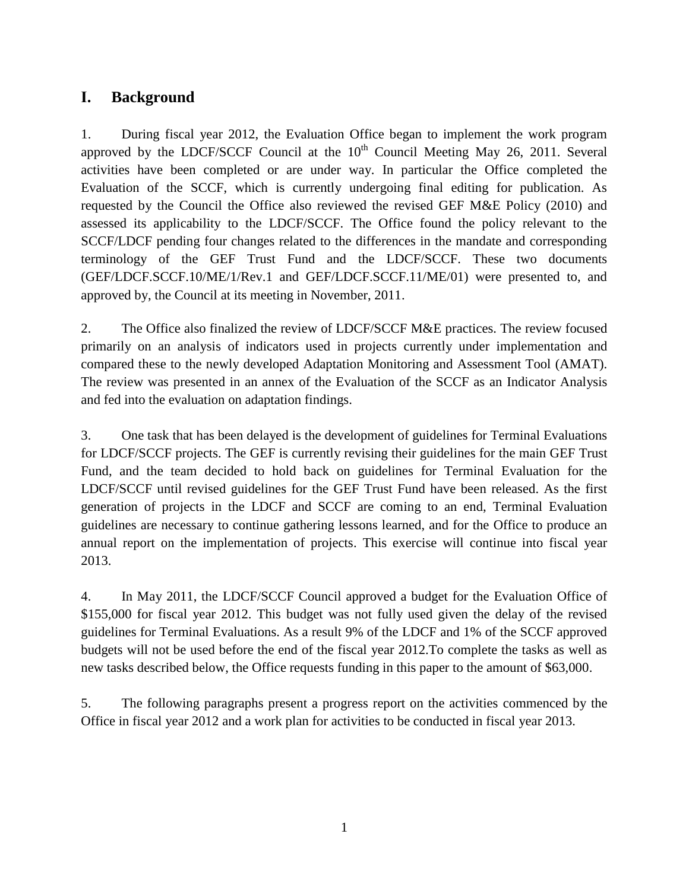# I. Background

1. During fiscal year 2012, the Evaluation Office began to implement the work program approved by the LDCF/SCCF Council at the 10th Council Meeting May 26, 2011. Several activities have been completed or are under way. In particular the Office completed the Evaluation of the SCCF, which is currently undergoing final editing for publication. As requested by the Council the Office also reviewed the revised GEF M&E Policy (2010) and assessed its applicability to the LDCF/SCCF. The Office found the policy relevant to the SCCF/LDCF pending four changes related to the differences in the mandate and corresponding terminology of the GEF Trust Fund and the LDCF/SCCF. These two documents (GEF/LDCF.SCCF.10/ME/1/Rev.1 and GEF/LDCF.SCCF.11/ME/01) were presented to, and approved by, the Council at its meeting in November, 2011.

2. The Office also finalized the review of LDCF/SCCF M&E practices. The review focused primarily on an analysis of indicators used in projects currently under implementation and compared these to the newly developed Adaptation Monitoring and Assessment Tool (AMAT). The review was presented in an annex of the Evaluation of the SCCF as an Indicator Analysis and fed into the evaluation on adaptation findings.

3. One task that has been delayed is the development of guidelines for Terminal Evaluations for LDCF/SCCF projects. The GEF is currently revising their guidelines for the main GEF Trust Fund, and the team decided to hold back on guidelines for Terminal Evaluation for the LDCF/SCCF until revised guidelines for the GEF Trust Fund have been released. As the first generation of projects in the LDCF and SCCF are coming to an end, Terminal Evaluation guidelines are necessary to continue gathering lessons learned, and for the Office to produce an annual report on the implementation of projects. This exercise will continue into fiscal year 2013.

4. In May 2011, the LDCF/SCCF Council approved a budget for the Evaluation Office of $155,000 for fiscal year 2012. This budget was not fully used given the delay of the revised guidelines for Terminal Evaluations. As a result 9% of the LDCF and 1% of the SCCF approved budgets will not be used before the end of the fiscal year 2012.To complete the tasks as well as new tasks described below, the Office requests funding in this paper to the amount of $63,000.

5. The following paragraphs present a progress report on the activities commenced by the Office in fiscal year 2012 and a work plan for activities to be conducted in fiscal year 2013.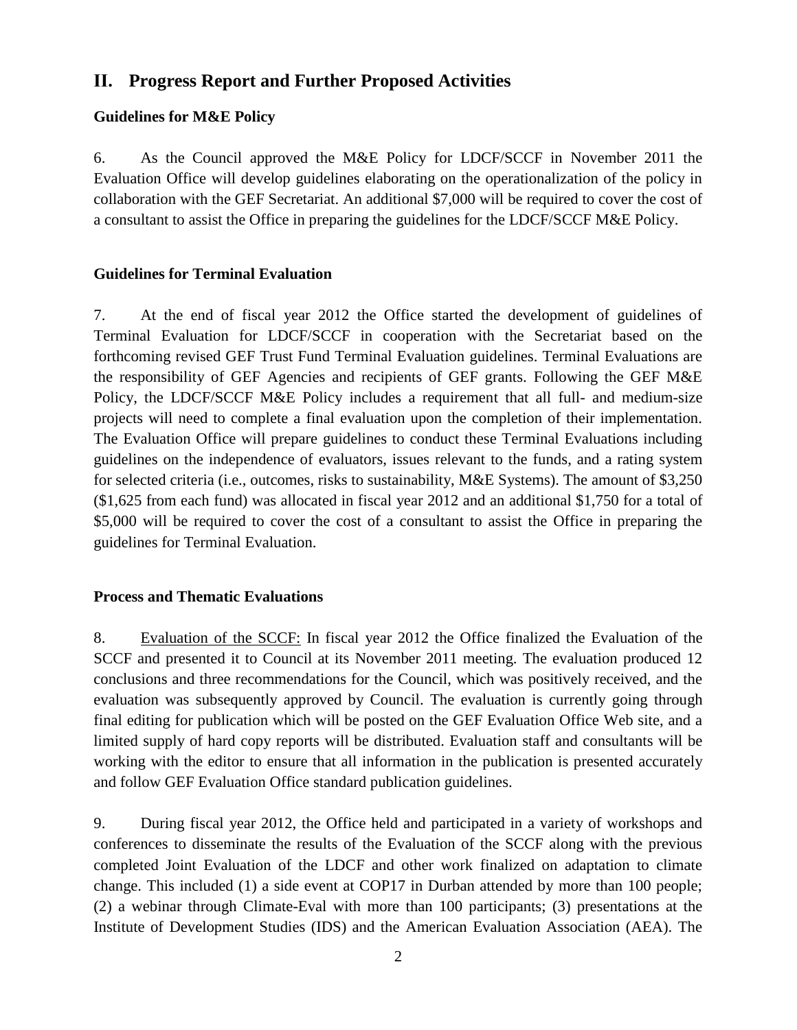## II. Progress Report and Further Proposed Activities

### Guidelines for M&E Policy

6. As the Council approved the M&E Policy for LDCF/SCCF in November 2011 the Evaluation Office will develop guidelines elaborating on the operationalization of the policy in collaboration with the GEF Secretariat. An additional $7,000 will be required to cover the cost of a consultant to assist the Office in preparing the guidelines for the LDCF/SCCF M&E Policy.

### Guidelines for Terminal Evaluation

7. At the end of fiscal year 2012 the Office started the development of guidelines of Terminal Evaluation for LDCF/SCCF in cooperation with the Secretariat based on the forthcoming revised GEF Trust Fund Terminal Evaluation guidelines. Terminal Evaluations are the responsibility of GEF Agencies and recipients of GEF grants. Following the GEF M&E Policy, the LDCF/SCCF M&E Policy includes a requirement that all full- and medium-size projects will need to complete a final evaluation upon the completion of their implementation. The Evaluation Office will prepare guidelines to conduct these Terminal Evaluations including guidelines on the independence of evaluators, issues relevant to the funds, and a rating system for selected criteria (i.e., outcomes, risks to sustainability, M&E Systems). The amount of $3,250 ($1,625 from each fund) was allocated in fiscal year 2012 and an additional $1,750 for a total of $5,000 will be required to cover the cost of a consultant to assist the Office in preparing the guidelines for Terminal Evaluation.

### Process and Thematic Evaluations

8. Evaluation of the SCCF: In fiscal year 2012 the Office finalized the Evaluation of the SCCF and presented it to Council at its November 2011 meeting. The evaluation produced 12 conclusions and three recommendations for the Council, which was positively received, and the evaluation was subsequently approved by Council. The evaluation is currently going through final editing for publication which will be posted on the GEF Evaluation Office Web site, and a limited supply of hard copy reports will be distributed. Evaluation staff and consultants will be working with the editor to ensure that all information in the publication is presented accurately and follow GEF Evaluation Office standard publication guidelines.

9. During fiscal year 2012, the Office held and participated in a variety of workshops and conferences to disseminate the results of the Evaluation of the SCCF along with the previous completed Joint Evaluation of the LDCF and other work finalized on adaptation to climate change. This included (1) a side event at COP17 in Durban attended by more than 100 people; (2) a webinar through Climate-Eval with more than 100 participants; (3) presentations at the Institute of Development Studies (IDS) and the American Evaluation Association (AEA). The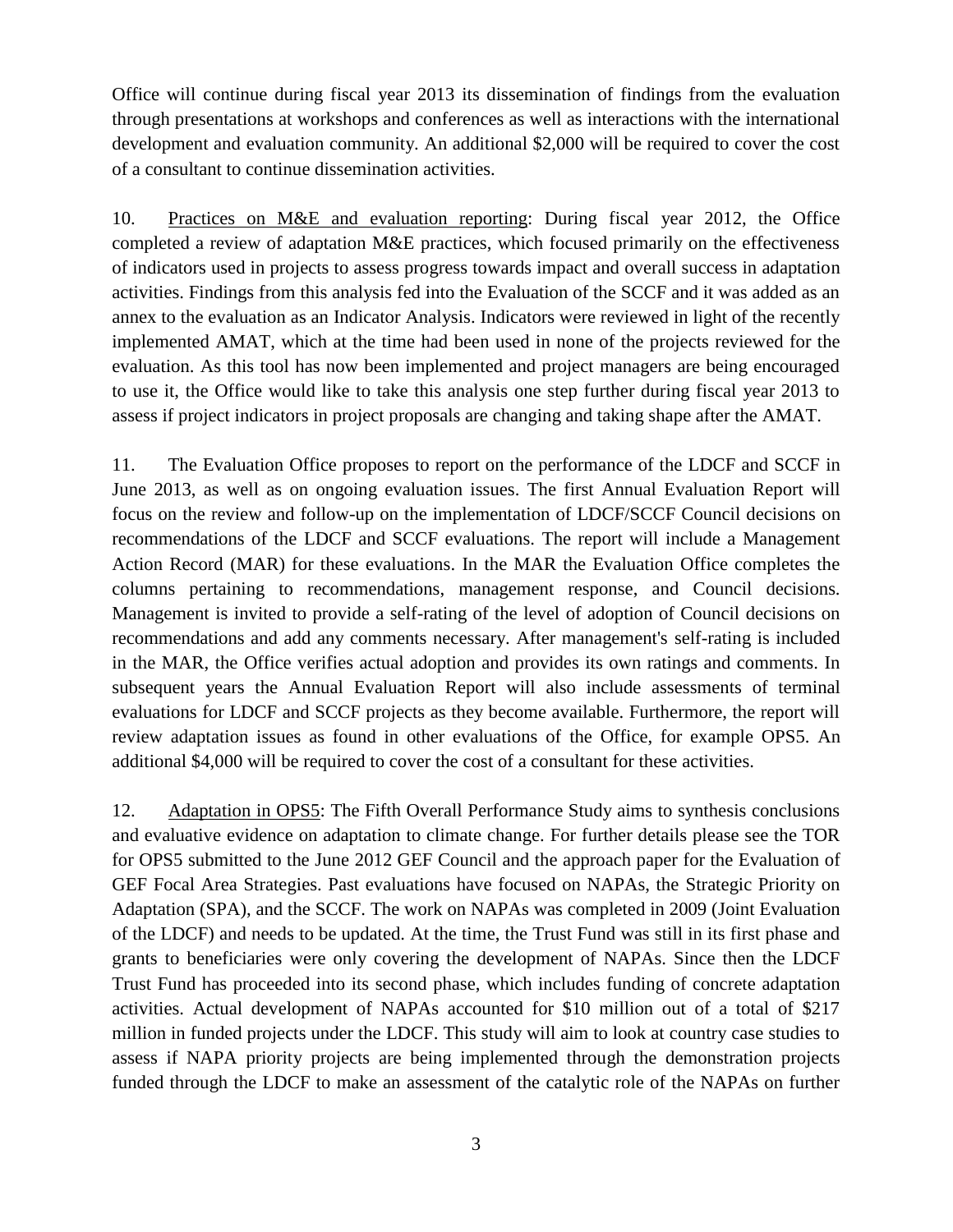Office will continue during fiscal year 2013 its dissemination of findings from the evaluation through presentations at workshops and conferences as well as interactions with the international development and evaluation community. An additional $2,000 will be required to cover the cost of a consultant to continue dissemination activities.

10. Practices on M&E and evaluation reporting: During fiscal year 2012, the Office completed a review of adaptation M&E practices, which focused primarily on the effectiveness of indicators used in projects to assess progress towards impact and overall success in adaptation activities. Findings from this analysis fed into the Evaluation of the SCCF and it was added as an annex to the evaluation as an Indicator Analysis. Indicators were reviewed in light of the recently implemented AMAT, which at the time had been used in none of the projects reviewed for the evaluation. As this tool has now been implemented and project managers are being encouraged to use it, the Office would like to take this analysis one step further during fiscal year 2013 to assess if project indicators in project proposals are changing and taking shape after the AMAT.

11. The Evaluation Office proposes to report on the performance of the LDCF and SCCF in June 2013, as well as on ongoing evaluation issues. The first Annual Evaluation Report will focus on the review and follow-up on the implementation of LDCF/SCCF Council decisions on recommendations of the LDCF and SCCF evaluations. The report will include a Management Action Record (MAR) for these evaluations. In the MAR the Evaluation Office completes the columns pertaining to recommendations, management response, and Council decisions. Management is invited to provide a self-rating of the level of adoption of Council decisions on recommendations and add any comments necessary. After management's self-rating is included in the MAR, the Office verifies actual adoption and provides its own ratings and comments. In subsequent years the Annual Evaluation Report will also include assessments of terminal evaluations for LDCF and SCCF projects as they become available. Furthermore, the report will review adaptation issues as found in other evaluations of the Office, for example OPS5. An additional $4,000 will be required to cover the cost of a consultant for these activities.

12. Adaptation in OPS5: The Fifth Overall Performance Study aims to synthesis conclusions and evaluative evidence on adaptation to climate change. For further details please see the TOR for OPS5 submitted to the June 2012 GEF Council and the approach paper for the Evaluation of GEF Focal Area Strategies. Past evaluations have focused on NAPAs, the Strategic Priority on Adaptation (SPA), and the SCCF. The work on NAPAs was completed in 2009 (Joint Evaluation of the LDCF) and needs to be updated. At the time, the Trust Fund was still in its first phase and grants to beneficiaries were only covering the development of NAPAs. Since then the LDCF Trust Fund has proceeded into its second phase, which includes funding of concrete adaptation activities. Actual development of NAPAs accounted for $10 million out of a total of $217 million in funded projects under the LDCF. This study will aim to look at country case studies to assess if NAPA priority projects are being implemented through the demonstration projects funded through the LDCF to make an assessment of the catalytic role of the NAPAs on further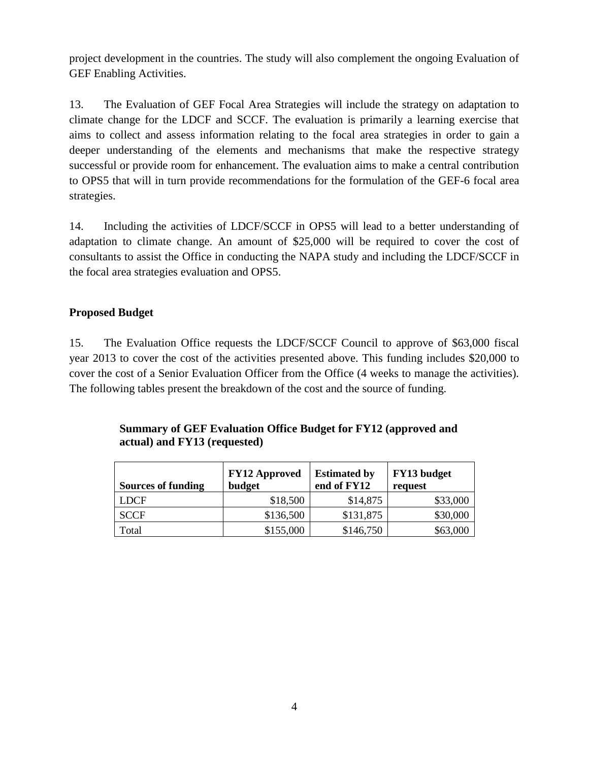project development in the countries. The study will also complement the ongoing Evaluation of GEF Enabling Activities.

13. The Evaluation of GEF Focal Area Strategies will include the strategy on adaptation to climate change for the LDCF and SCCF. The evaluation is primarily a learning exercise that aims to collect and assess information relating to the focal area strategies in order to gain a deeper understanding of the elements and mechanisms that make the respective strategy successful or provide room for enhancement. The evaluation aims to make a central contribution to OPS5 that will in turn provide recommendations for the formulation of the GEF-6 focal area strategies.

14. Including the activities of LDCF/SCCF in OPS5 will lead to a better understanding of adaptation to climate change. An amount of $25,000 will be required to cover the cost of consultants to assist the Office in conducting the NAPA study and including the LDCF/SCCF in the focal area strategies evaluation and OPS5.

### Proposed Budget

15. The Evaluation Office requests the LDCF/SCCF Council to approve of $63,000 fiscal year 2013 to cover the cost of the activities presented above. This funding includes $20,000 to cover the cost of a Senior Evaluation Officer from the Office (4 weeks to manage the activities). The following tables present the breakdown of the cost and the source of funding.

**Summary of GEF Evaluation Office Budget for FY12 (approved and actual) and FY13 (requested)**

| Sources of funding | FY12 Approved budget | Estimated by end of FY12 | FY13 budget request |
|---|---:|---:|---:|
| LDCF | $18,500 | $14,875 | $33,000 |
| SCCF | $136,500 | $131,875 | $30,000 |
| Total | $155,000 | $146,750 | $63,000 |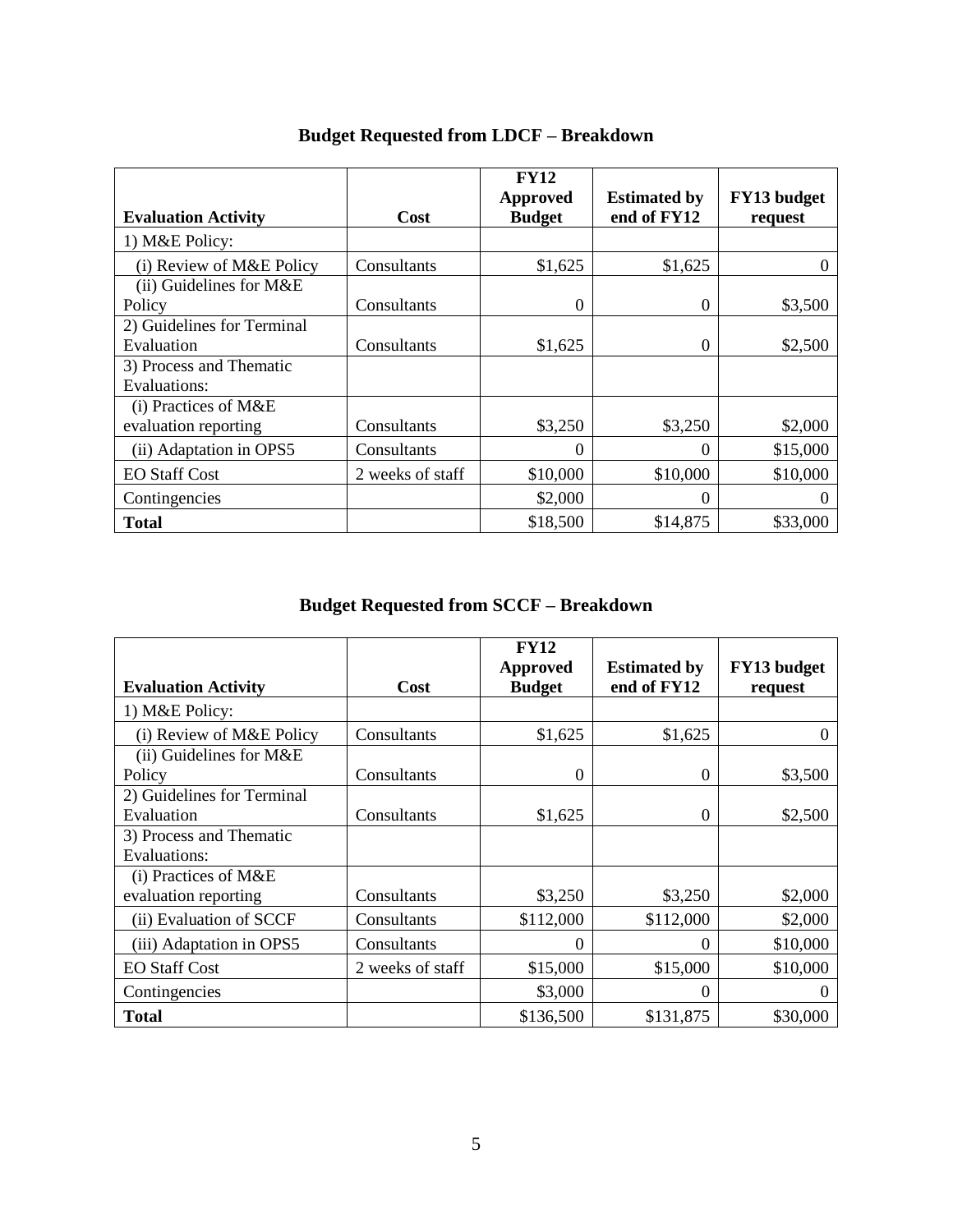## Budget Requested from LDCF – Breakdown

| Evaluation Activity | Cost | FY12 Approved Budget | Estimated by end of FY12 | FY13 budget request |
|---|---|---|---|---|
| 1) M&E Policy: | | | | |
| (i) Review of M&E Policy | Consultants | $1,625 | $1,625 | 0 |
| (ii) Guidelines for M&E Policy | Consultants | 0 | 0 | $3,500 |
| 2) Guidelines for Terminal Evaluation | Consultants | $1,625 | 0 | $2,500 |
| 3) Process and Thematic Evaluations: | | | | |
| (i) Practices of M&E evaluation reporting | Consultants | $3,250 | $3,250 | $2,000 |
| (ii) Adaptation in OPS5 | Consultants | 0 | 0 | $15,000 |
| EO Staff Cost | 2 weeks of staff | $10,000 | $10,000 | $10,000 |
| Contingencies | | $2,000 | 0 | 0 |
| **Total** | | $18,500 | $14,875 | $33,000 |

## Budget Requested from SCCF – Breakdown

| Evaluation Activity | Cost | FY12 Approved Budget | Estimated by end of FY12 | FY13 budget request |
|---|---|---|---|---|
| 1) M&E Policy: | | | | |
| (i) Review of M&E Policy | Consultants | $1,625 | $1,625 | 0 |
| (ii) Guidelines for M&E Policy | Consultants | 0 | 0 | $3,500 |
| 2) Guidelines for Terminal Evaluation | Consultants | $1,625 | 0 | $2,500 |
| 3) Process and Thematic Evaluations: | | | | |
| (i) Practices of M&E evaluation reporting | Consultants | $3,250 | $3,250 | $2,000 |
| (ii) Evaluation of SCCF | Consultants | $112,000 | $112,000 | $2,000 |
| (iii) Adaptation in OPS5 | Consultants | 0 | 0 | $10,000 |
| EO Staff Cost | 2 weeks of staff | $15,000 | $15,000 | $10,000 |
| Contingencies | | $3,000 | 0 | 0 |
| **Total** | | $136,500 | $131,875 | $30,000 |